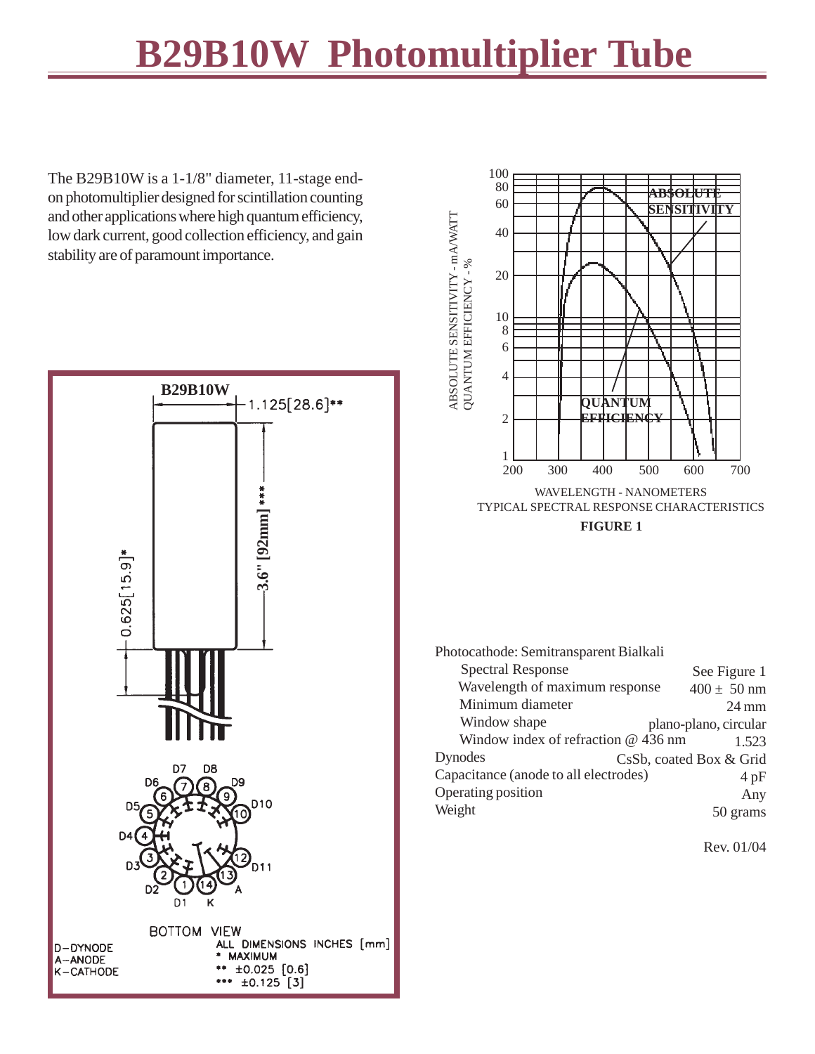# B29B10W Photomultiplier Tube

The B29B10W is a 1-1/8" diameter, 11-stage end-on photomultiplier designed for scintillation counting and other applications where high quantum efficiency, low dark current, good collection efficiency, and gain stability are of paramount importance.

B29B10W

1.125[28.6]**

3.6" [92mm]***

0.625[15.9]*

BOTTOM VIEW

D-DYNODE
A-ANODE
K-CATHODE

ALL DIMENSIONS INCHES [mm]
* MAXIMUM
** ±0.025 [0.6]
*** ±0.125 [3]

TYPICAL SPECTRAL RESPONSE CHARACTERISTICS

**FIGURE 1**

Photocathode: Semitransparent Bialkali

| | |
|---|---|
| Spectral Response | See Figure 1 |
| Wavelength of maximum response | 400 ± 50 nm |
| Minimum diameter | 24 mm |
| Window shape | plano-plano, circular |
| Window index of refraction @ 436 nm | 1.523 |
| Dynodes | CsSb, coated Box & Grid |
| Capacitance (anode to all electrodes) | 4 pF |
| Operating position | Any |
| Weight | 50 grams |

Rev. 01/04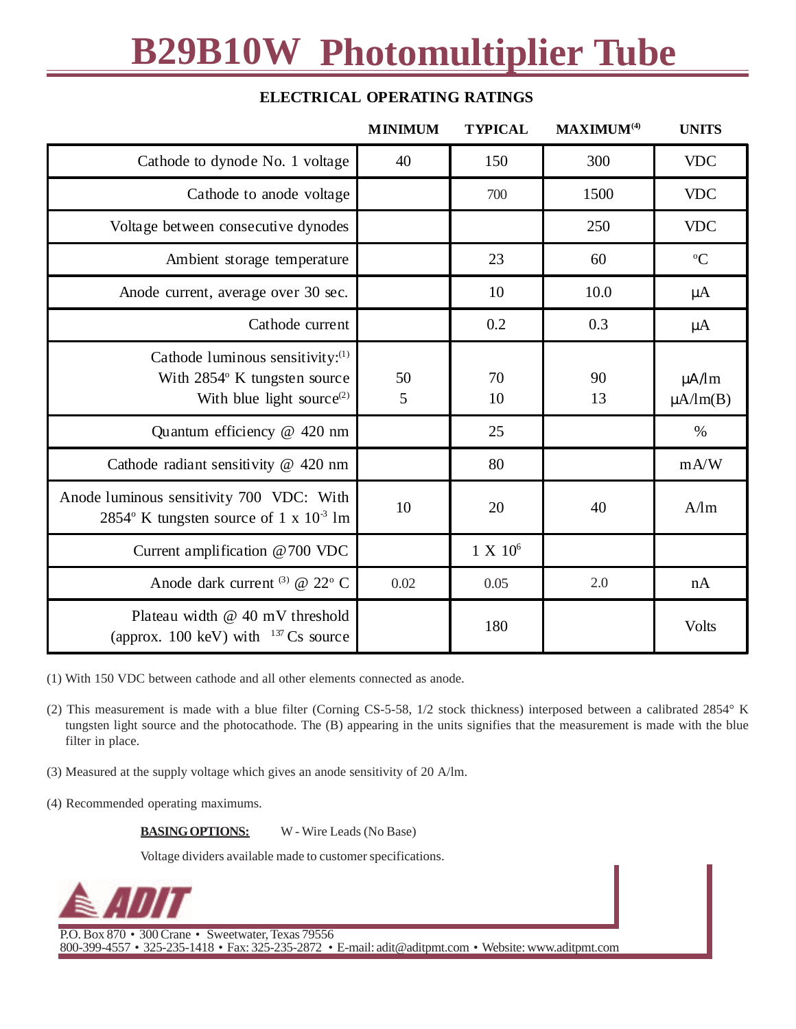# B29B10W Photomultiplier Tube

## ELECTRICAL OPERATING RATINGS

| | MINIMUM | TYPICAL | MAXIMUM[4] | UNITS |
|---|---|---|---|---|
| Cathode to dynode No. 1 voltage | 40 | 150 | 300 | VDC |
| Cathode to anode voltage | | 700 | 1500 | VDC |
| Voltage between consecutive dynodes | | | 250 | VDC |
| Ambient storage temperature | | 23 | 60 | °C |
| Anode current, average over 30 sec. | | 10 | 10.0 | μA |
| Cathode current | | 0.2 | 0.3 | μA |
| Cathode luminous sensitivity:[1] With 2854° K tungsten source<br>With blue light source[2] | 50<br>5 | 70<br>10 | 90<br>13 | μA/lm<br>μA/lm(B) |
| Quantum efficiency @ 420 nm | | 25 | | % |
| Cathode radiant sensitivity @ 420 nm | | 80 | | mA/W |
| Anode luminous sensitivity 700 VDC: With 2854° K tungsten source of $1 \times 10^{-3}$ lm | 10 | 20 | 40 | A/lm |
| Current amplification @700 VDC | | $1 \times 10^6$ | | |
| Anode dark current [3] @ 22° C | 0.02 | 0.05 | 2.0 | nA |
| Plateau width @ 40 mV threshold (approx. 100 keV) with $^{137}$Cs source | | 180 | | Volts |

(1) With 150 VDC between cathode and all other elements connected as anode.

(2) This measurement is made with a blue filter (Corning CS-5-58, 1/2 stock thickness) interposed between a calibrated 2854° K tungsten light source and the photocathode. The (B) appearing in the units signifies that the measurement is made with the blue filter in place.

(3) Measured at the supply voltage which gives an anode sensitivity of 20 A/lm.

(4) Recommended operating maximums.

**BASING OPTIONS:** W - Wire Leads (No Base)

Voltage dividers available made to customer specifications.

ADIT

P.O. Box 870 • 300 Crane • Sweetwater, Texas 79556
800-399-4557 • 325-235-1418 • Fax: 325-235-2872 • E-mail: adit@aditpmt.com • Website: www.aditpmt.com